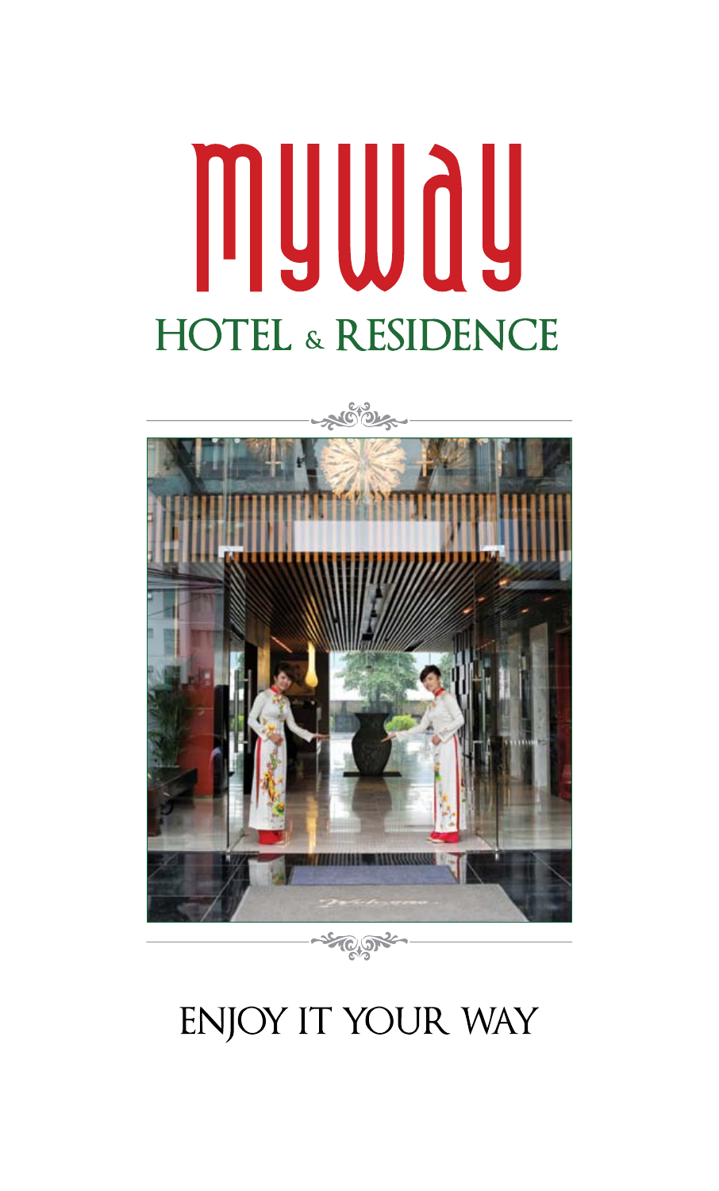# myway

## HOTEL & RESIDENCE

ENJOY IT YOUR WAY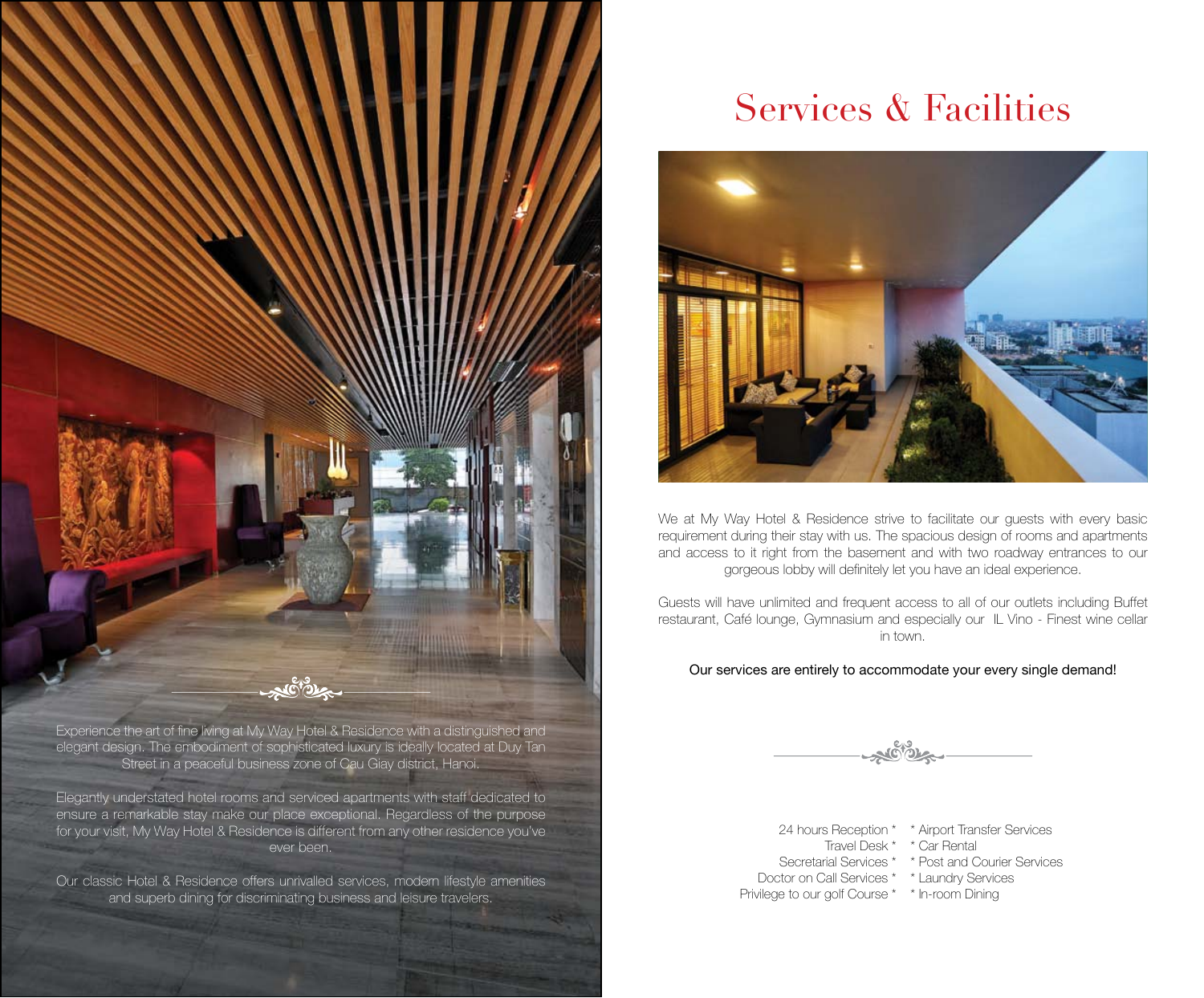Experience the art of fine living at My Way Hotel & Residence with a distinguished and elegant design. The embodiment of sophisticated luxury is ideally located at Duy Tan Street in a peaceful business zone of Cau Giay district, Hanoi.

Elegantly understated hotel rooms and serviced apartments with staff dedicated to ensure a remarkable stay make our place exceptional. Regardless of the purpose for your visit, My Way Hotel & Residence is different from any other residence you've ever been.

Our classic Hotel & Residence offers unrivalled services, modern lifestyle amenities and superb dining for discriminating business and leisure travelers.

# Services & Facilities

We at My Way Hotel & Residence strive to facilitate our guests with every basic requirement during their stay with us. The spacious design of rooms and apartments and access to it right from the basement and with two roadway entrances to our gorgeous lobby will definitely let you have an ideal experience.

Guests will have unlimited and frequent access to all of our outlets including Buffet restaurant, Café lounge, Gymnasium and especially our IL Vino - Finest wine cellar in town.

Our services are entirely to accommodate your every single demand!

24 hours Reception *
Travel Desk *
Secretarial Services *
Doctor on Call Services *
Privilege to our golf Course *

* Airport Transfer Services
* Car Rental
* Post and Courier Services
* Laundry Services
* In-room Dining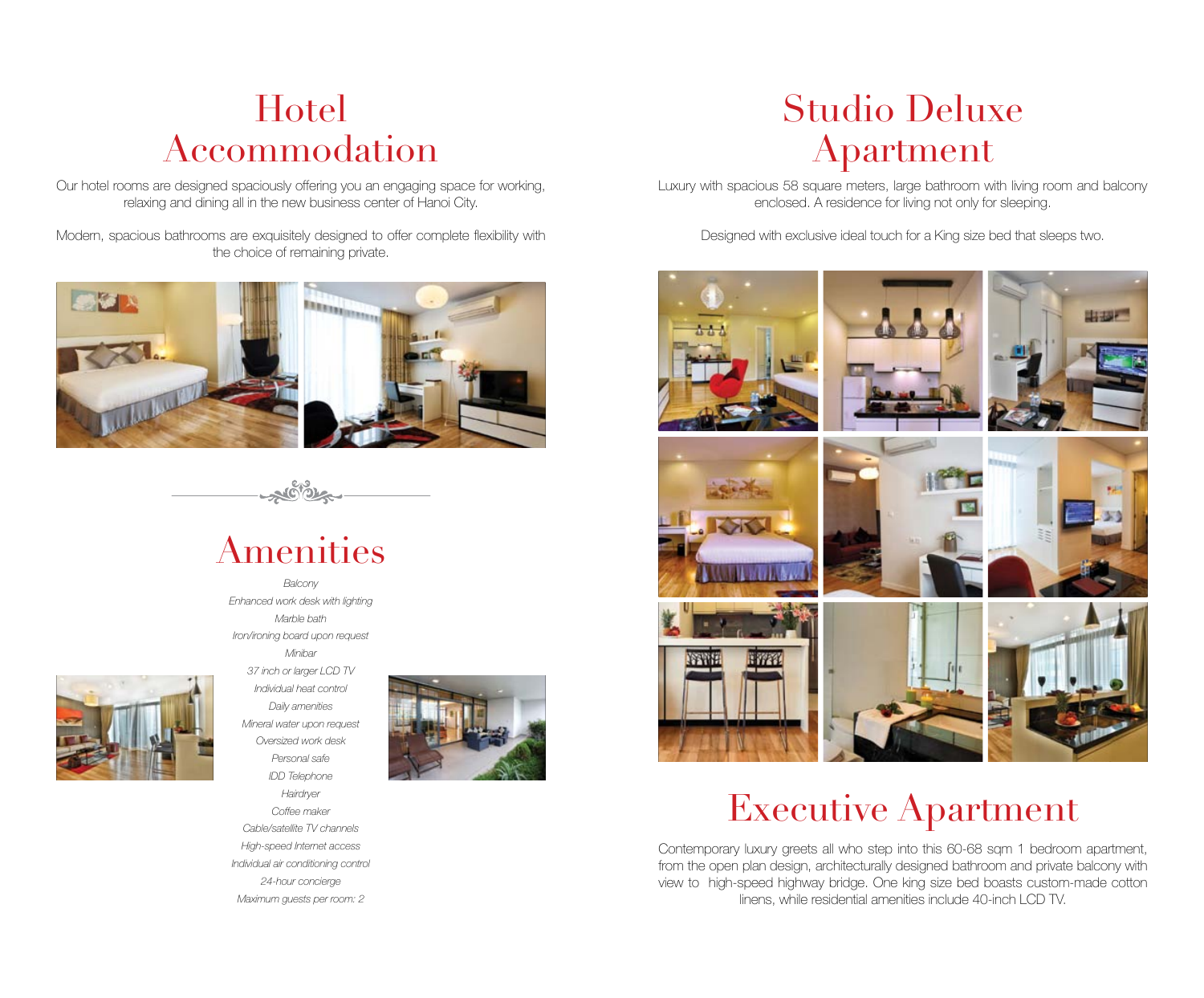# Hotel Accommodation

Our hotel rooms are designed spaciously offering you an engaging space for working, relaxing and dining all in the new business center of Hanoi City.

Modern, spacious bathrooms are exquisitely designed to offer complete flexibility with the choice of remaining private.

# Amenities

*Balcony*
*Enhanced work desk with lighting*
*Marble bath*
*Iron/ironing board upon request*
*Minibar*
*37 inch or larger LCD TV*
*Individual heat control*
*Daily amenities*
*Mineral water upon request*
*Oversized work desk*
*Personal safe*
*IDD Telephone*
*Hairdryer*
*Coffee maker*
*Cable/satellite TV channels*
*High-speed Internet access*
*Individual air conditioning control*
*24-hour concierge*
*Maximum guests per room: 2*

# Studio Deluxe Apartment

Luxury with spacious 58 square meters, large bathroom with living room and balcony enclosed. A residence for living not only for sleeping.

Designed with exclusive ideal touch for a King size bed that sleeps two.

# Executive Apartment

Contemporary luxury greets all who step into this 60-68 sqm 1 bedroom apartment, from the open plan design, architecturally designed bathroom and private balcony with view to high-speed highway bridge. One king size bed boasts custom-made cotton linens, while residential amenities include 40-inch LCD TV.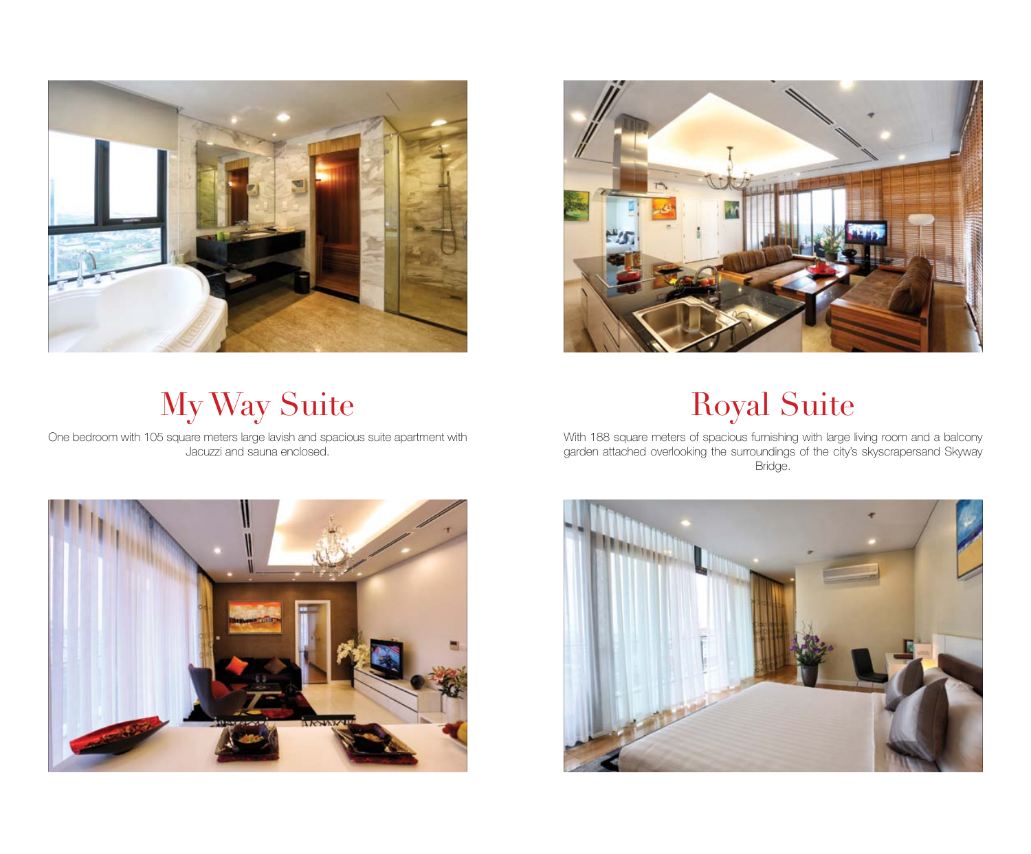## My Way Suite

One bedroom with 105 square meters large lavish and spacious suite apartment with Jacuzzi and sauna enclosed.

## Royal Suite

With 188 square meters of spacious furnishing with large living room and a balcony garden attached overlooking the surroundings of the city's skyscrapersand Skyway Bridge.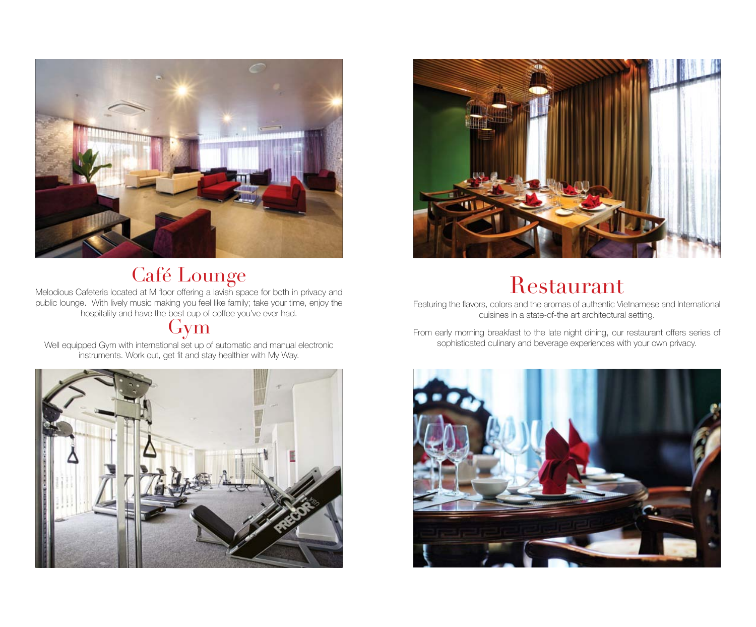# Café Lounge

Melodious Cafeteria located at M floor offering a lavish space for both in privacy and public lounge. With lively music making you feel like family; take your time, enjoy the hospitality and have the best cup of coffee you've ever had.

# Gym

Well equipped Gym with international set up of automatic and manual electronic instruments. Work out, get fit and stay healthier with My Way.

# Restaurant

Featuring the flavors, colors and the aromas of authentic Vietnamese and International cuisines in a state-of-the art architectural setting.

From early morning breakfast to the late night dining, our restaurant offers series of sophisticated culinary and beverage experiences with your own privacy.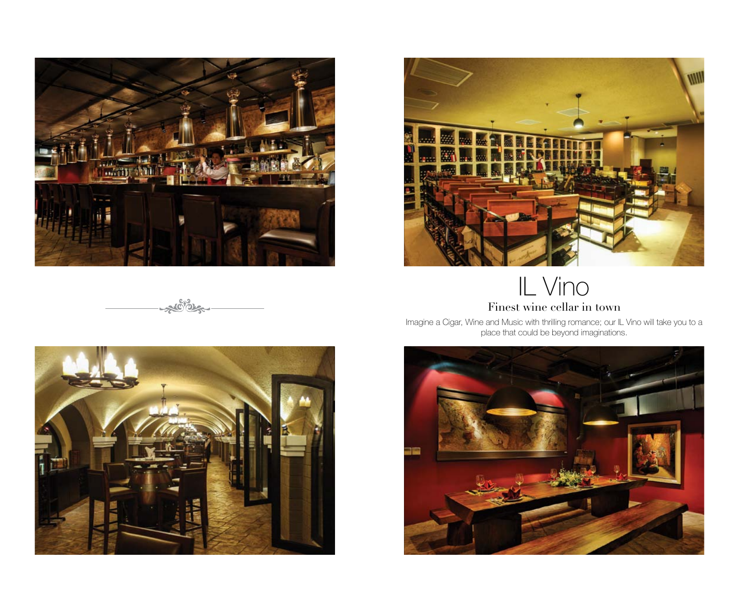# IL Vino

## Finest wine cellar in town

Imagine a Cigar, Wine and Music with thrilling romance; our IL Vino will take you to a place that could be beyond imaginations.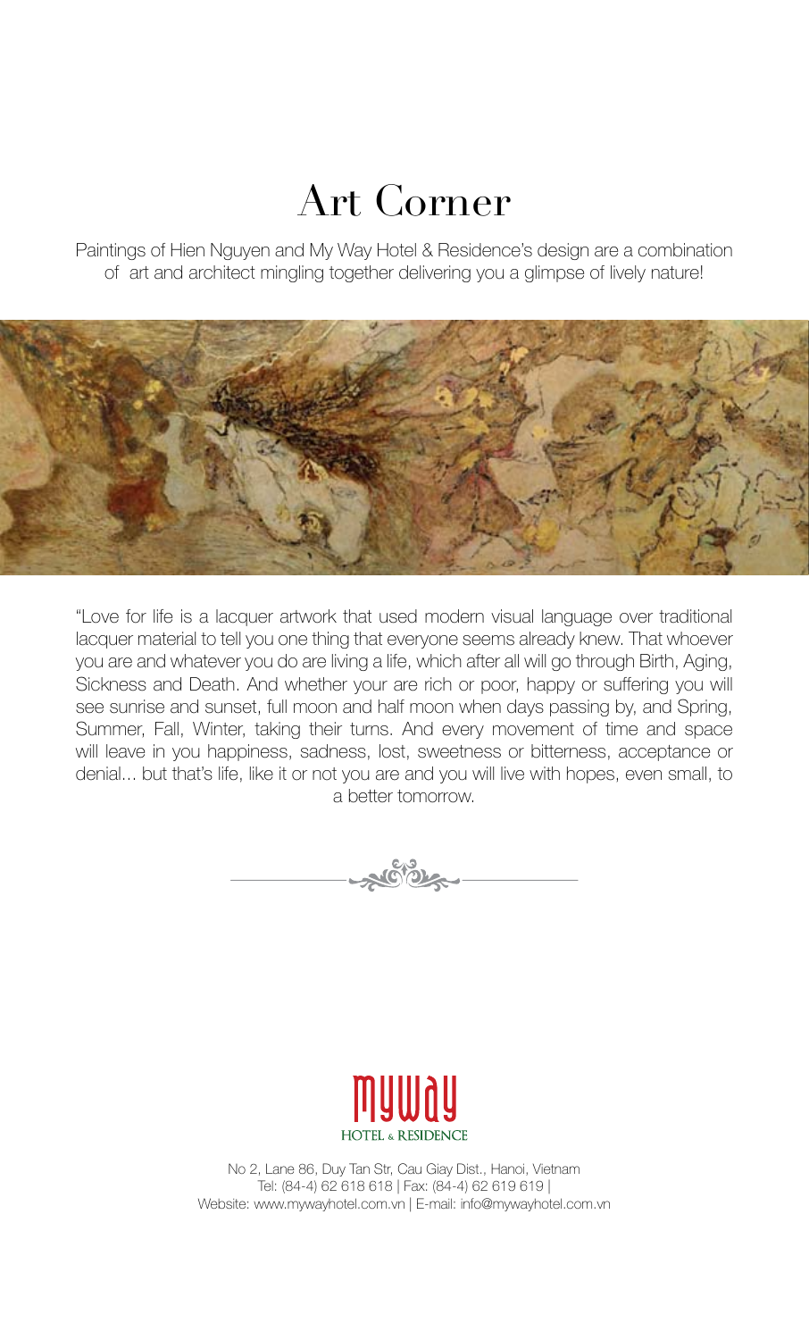# Art Corner

Paintings of Hien Nguyen and My Way Hotel & Residence's design are a combination of art and architect mingling together delivering you a glimpse of lively nature!

"Love for life is a lacquer artwork that used modern visual language over traditional lacquer material to tell you one thing that everyone seems already knew. That whoever you are and whatever you do are living a life, which after all will go through Birth, Aging, Sickness and Death. And whether your are rich or poor, happy or suffering you will see sunrise and sunset, full moon and half moon when days passing by, and Spring, Summer, Fall, Winter, taking their turns. And every movement of time and space will leave in you happiness, sadness, lost, sweetness or bitterness, acceptance or denial... but that's life, like it or not you are and you will live with hopes, even small, to a better tomorrow.

myway
HOTEL & RESIDENCE

No 2, Lane 86, Duy Tan Str, Cau Giay Dist., Hanoi, Vietnam
Tel: (84-4) 62 618 618 | Fax: (84-4) 62 619 619 |
Website: www.mywayhotel.com.vn | E-mail: info@mywayhotel.com.vn